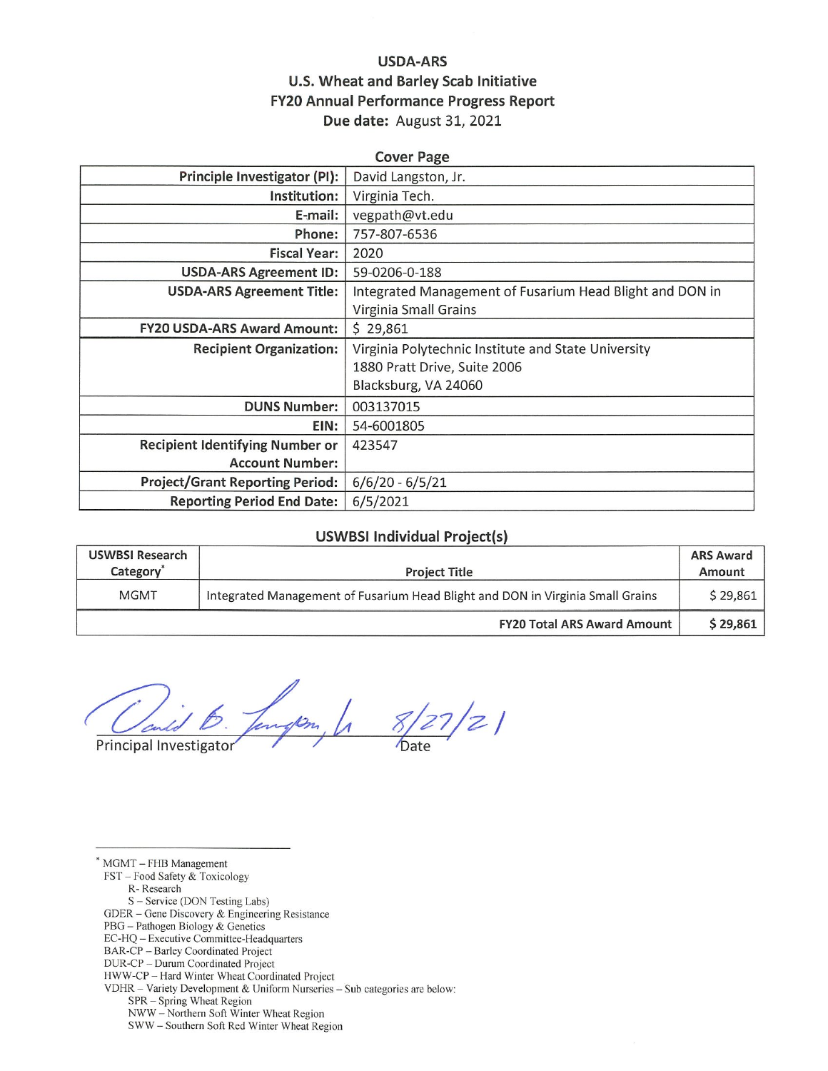**USDA-ARS**
**U.S. Wheat and Barley Scab Initiative**
**FY20 Annual Performance Progress Report**
**Due date:** August 31, 2021

**Cover Page**

| | |
|---|---|
| **Principle Investigator (PI):** | David Langston, Jr. |
| **Institution:** | Virginia Tech. |
| **E-mail:** | vegpath@vt.edu |
| **Phone:** | 757-807-6536 |
| **Fiscal Year:** | 2020 |
| **USDA-ARS Agreement ID:** | 59-0206-0-188 |
| **USDA-ARS Agreement Title:** | Integrated Management of Fusarium Head Blight and DON in Virginia Small Grains |
| **FY20 USDA-ARS Award Amount:** | $ 29,861 |
| **Recipient Organization:** | Virginia Polytechnic Institute and State University<br>1880 Pratt Drive, Suite 2006<br>Blacksburg, VA 24060 |
| **DUNS Number:** | 003137015 |
| **EIN:** | 54-6001805 |
| **Recipient Identifying Number or Account Number:** | 423547 |
| **Project/Grant Reporting Period:** | 6/6/20 - 6/5/21 |
| **Reporting Period End Date:** | 6/5/2021 |

**USWBSI Individual Project(s)**

| USWBSI Research Category* | Project Title | ARS Award Amount |
|---|---|---|
| MGMT | Integrated Management of Fusarium Head Blight and DON in Virginia Small Grains | $ 29,861 |
| | **FY20 Total ARS Award Amount** | **$ 29,861** |

David B. Langston, Jr. 8/27/21

Principal Investigator Date

---

\* MGMT – FHB Management
FST – Food Safety & Toxicology
 R- Research
 S – Service (DON Testing Labs)
GDER – Gene Discovery & Engineering Resistance
PBG – Pathogen Biology & Genetics
EC-HQ – Executive Committee-Headquarters
BAR-CP – Barley Coordinated Project
DUR-CP – Durum Coordinated Project
HWW-CP – Hard Winter Wheat Coordinated Project
VDHR – Variety Development & Uniform Nurseries – Sub categories are below:
 SPR – Spring Wheat Region
 NWW – Northern Soft Winter Wheat Region
 SWW – Southern Soft Red Winter Wheat Region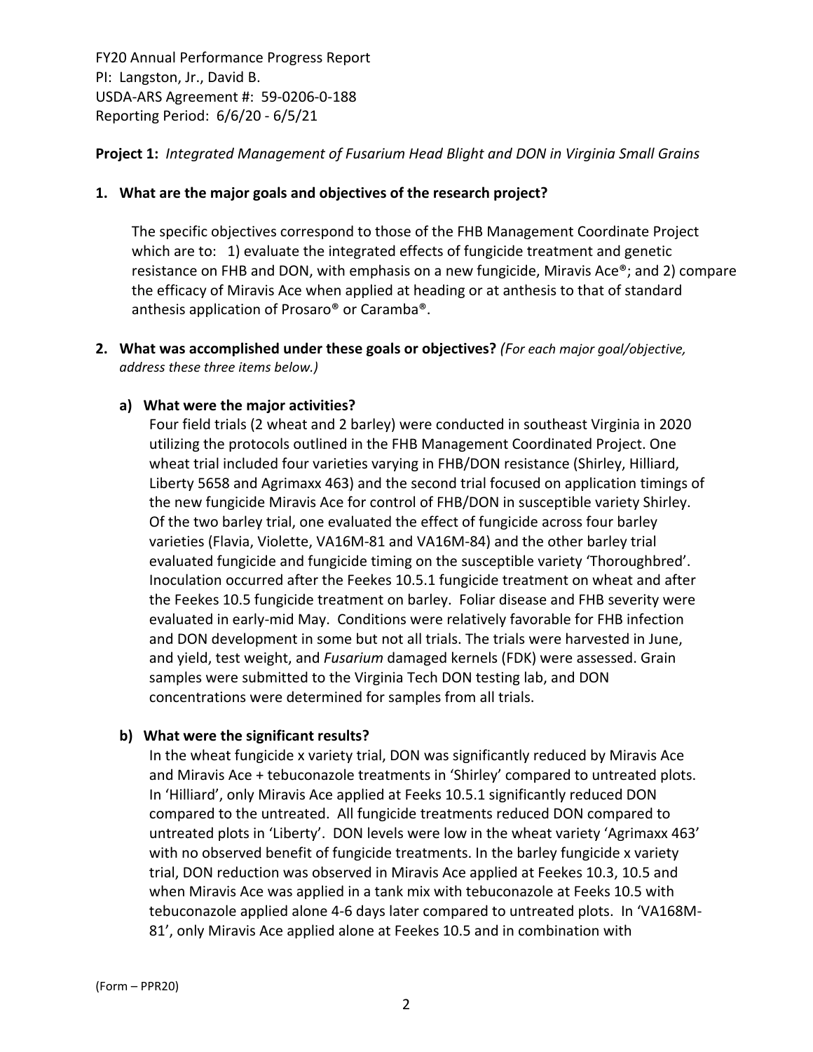FY20 Annual Performance Progress Report
PI: Langston, Jr., David B.
USDA-ARS Agreement #: 59-0206-0-188
Reporting Period: 6/6/20 - 6/5/21

**Project 1:** *Integrated Management of Fusarium Head Blight and DON in Virginia Small Grains*

**1. What are the major goals and objectives of the research project?**

The specific objectives correspond to those of the FHB Management Coordinate Project which are to: 1) evaluate the integrated effects of fungicide treatment and genetic resistance on FHB and DON, with emphasis on a new fungicide, Miravis Ace®; and 2) compare the efficacy of Miravis Ace when applied at heading or at anthesis to that of standard anthesis application of Prosaro® or Caramba®.

**2. What was accomplished under these goals or objectives?** *(For each major goal/objective, address these three items below.)*

**a) What were the major activities?**

Four field trials (2 wheat and 2 barley) were conducted in southeast Virginia in 2020 utilizing the protocols outlined in the FHB Management Coordinated Project. One wheat trial included four varieties varying in FHB/DON resistance (Shirley, Hilliard, Liberty 5658 and Agrimaxx 463) and the second trial focused on application timings of the new fungicide Miravis Ace for control of FHB/DON in susceptible variety Shirley. Of the two barley trial, one evaluated the effect of fungicide across four barley varieties (Flavia, Violette, VA16M-81 and VA16M-84) and the other barley trial evaluated fungicide and fungicide timing on the susceptible variety 'Thoroughbred'. Inoculation occurred after the Feekes 10.5.1 fungicide treatment on wheat and after the Feekes 10.5 fungicide treatment on barley. Foliar disease and FHB severity were evaluated in early-mid May. Conditions were relatively favorable for FHB infection and DON development in some but not all trials. The trials were harvested in June, and yield, test weight, and *Fusarium* damaged kernels (FDK) were assessed. Grain samples were submitted to the Virginia Tech DON testing lab, and DON concentrations were determined for samples from all trials.

**b) What were the significant results?**

In the wheat fungicide x variety trial, DON was significantly reduced by Miravis Ace and Miravis Ace + tebuconazole treatments in 'Shirley' compared to untreated plots. In 'Hilliard', only Miravis Ace applied at Feeks 10.5.1 significantly reduced DON compared to the untreated. All fungicide treatments reduced DON compared to untreated plots in 'Liberty'. DON levels were low in the wheat variety 'Agrimaxx 463' with no observed benefit of fungicide treatments. In the barley fungicide x variety trial, DON reduction was observed in Miravis Ace applied at Feekes 10.3, 10.5 and when Miravis Ace was applied in a tank mix with tebuconazole at Feeks 10.5 with tebuconazole applied alone 4-6 days later compared to untreated plots. In 'VA168M-81', only Miravis Ace applied alone at Feekes 10.5 and in combination with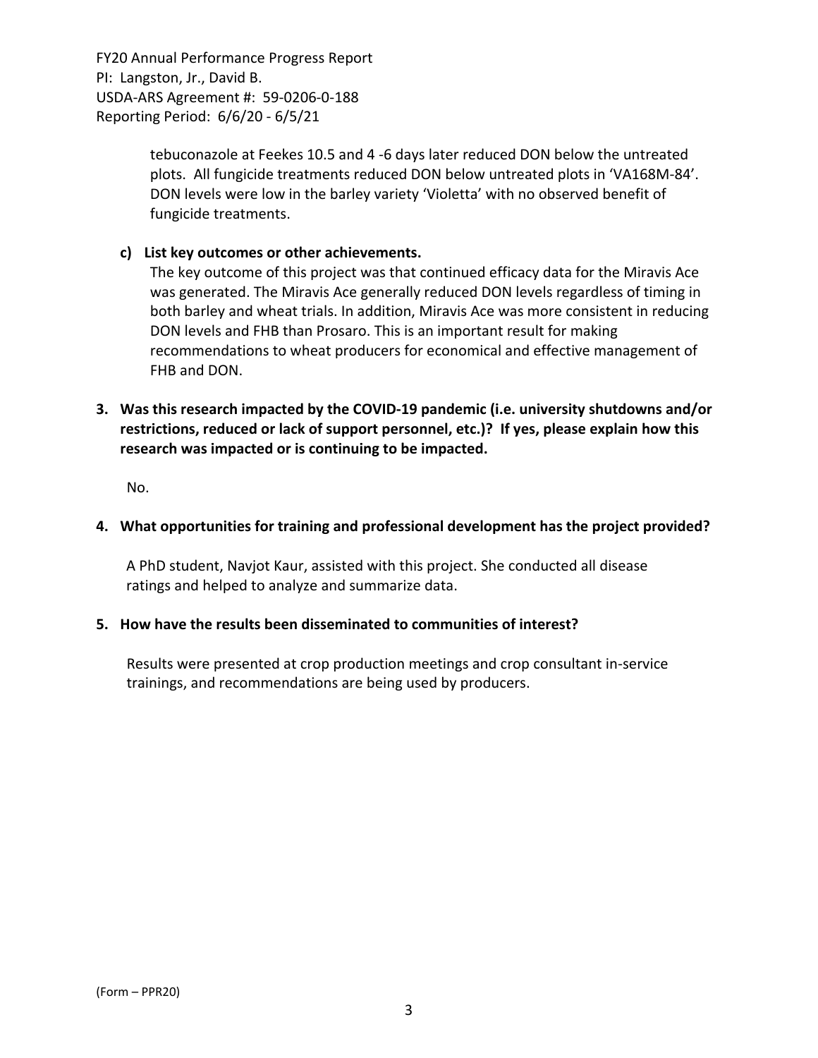tebuconazole at Feekes 10.5 and 4 -6 days later reduced DON below the untreated plots. All fungicide treatments reduced DON below untreated plots in 'VA168M-84'. DON levels were low in the barley variety 'Violetta' with no observed benefit of fungicide treatments.

**c) List key outcomes or other achievements.**

The key outcome of this project was that continued efficacy data for the Miravis Ace was generated. The Miravis Ace generally reduced DON levels regardless of timing in both barley and wheat trials. In addition, Miravis Ace was more consistent in reducing DON levels and FHB than Prosaro. This is an important result for making recommendations to wheat producers for economical and effective management of FHB and DON.

**3. Was this research impacted by the COVID-19 pandemic (i.e. university shutdowns and/or restrictions, reduced or lack of support personnel, etc.)? If yes, please explain how this research was impacted or is continuing to be impacted.**

No.

**4. What opportunities for training and professional development has the project provided?**

A PhD student, Navjot Kaur, assisted with this project. She conducted all disease ratings and helped to analyze and summarize data.

**5. How have the results been disseminated to communities of interest?**

Results were presented at crop production meetings and crop consultant in-service trainings, and recommendations are being used by producers.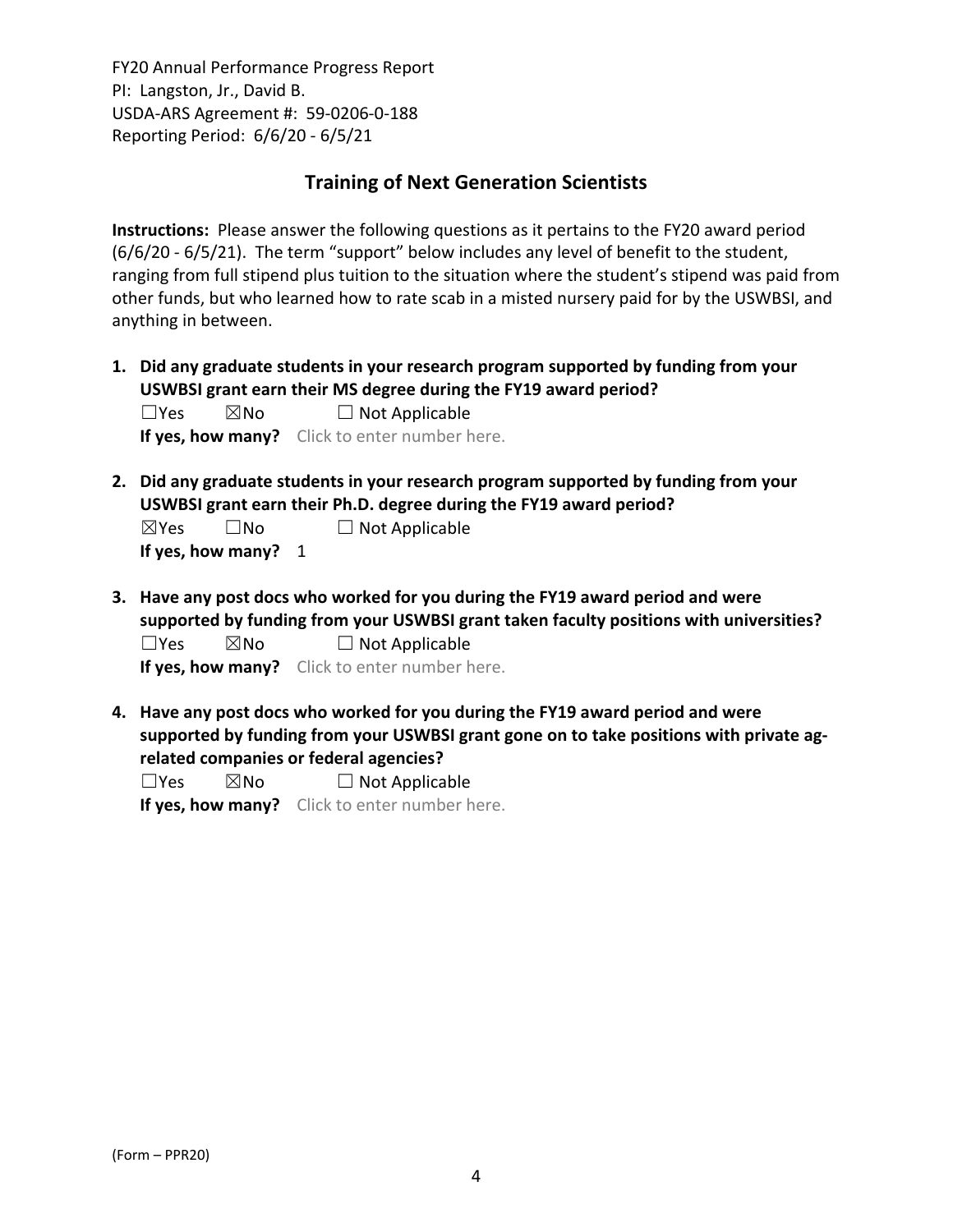FY20 Annual Performance Progress Report
PI: Langston, Jr., David B.
USDA-ARS Agreement #: 59-0206-0-188
Reporting Period: 6/6/20 - 6/5/21

## Training of Next Generation Scientists

**Instructions:** Please answer the following questions as it pertains to the FY20 award period (6/6/20 - 6/5/21). The term "support" below includes any level of benefit to the student, ranging from full stipend plus tuition to the situation where the student's stipend was paid from other funds, but who learned how to rate scab in a misted nursery paid for by the USWBSI, and anything in between.

1. **Did any graduate students in your research program supported by funding from your USWBSI grant earn their MS degree during the FY19 award period?**
   ☐Yes ☒No ☐ Not Applicable
   **If yes, how many?** Click to enter number here.

2. **Did any graduate students in your research program supported by funding from your USWBSI grant earn their Ph.D. degree during the FY19 award period?**
   ☒Yes ☐No ☐ Not Applicable
   **If yes, how many?** 1

3. **Have any post docs who worked for you during the FY19 award period and were supported by funding from your USWBSI grant taken faculty positions with universities?**
   ☐Yes ☒No ☐ Not Applicable
   **If yes, how many?** Click to enter number here.

4. **Have any post docs who worked for you during the FY19 award period and were supported by funding from your USWBSI grant gone on to take positions with private ag-related companies or federal agencies?**
   ☐Yes ☒No ☐ Not Applicable
   **If yes, how many?** Click to enter number here.

(Form – PPR20)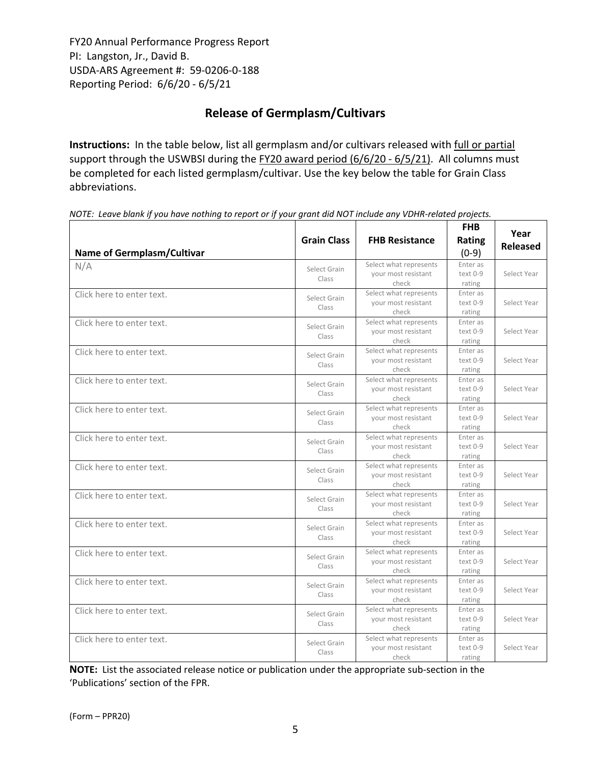FY20 Annual Performance Progress Report
PI: Langston, Jr., David B.
USDA-ARS Agreement #: 59-0206-0-188
Reporting Period: 6/6/20 - 6/5/21

## Release of Germplasm/Cultivars

**Instructions:** In the table below, list all germplasm and/or cultivars released with full or partial support through the USWBSI during the FY20 award period (6/6/20 - 6/5/21). All columns must be completed for each listed germplasm/cultivar. Use the key below the table for Grain Class abbreviations.

*NOTE: Leave blank if you have nothing to report or if your grant did NOT include any VDHR-related projects.*

| Name of Germplasm/Cultivar | Grain Class | FHB Resistance | FHB Rating (0-9) | Year Released |
|---|---|---|---|---|
| N/A | Select Grain Class | Select what represents your most resistant check | Enter as text 0-9 rating | Select Year |
| Click here to enter text. | Select Grain Class | Select what represents your most resistant check | Enter as text 0-9 rating | Select Year |
| Click here to enter text. | Select Grain Class | Select what represents your most resistant check | Enter as text 0-9 rating | Select Year |
| Click here to enter text. | Select Grain Class | Select what represents your most resistant check | Enter as text 0-9 rating | Select Year |
| Click here to enter text. | Select Grain Class | Select what represents your most resistant check | Enter as text 0-9 rating | Select Year |
| Click here to enter text. | Select Grain Class | Select what represents your most resistant check | Enter as text 0-9 rating | Select Year |
| Click here to enter text. | Select Grain Class | Select what represents your most resistant check | Enter as text 0-9 rating | Select Year |
| Click here to enter text. | Select Grain Class | Select what represents your most resistant check | Enter as text 0-9 rating | Select Year |
| Click here to enter text. | Select Grain Class | Select what represents your most resistant check | Enter as text 0-9 rating | Select Year |
| Click here to enter text. | Select Grain Class | Select what represents your most resistant check | Enter as text 0-9 rating | Select Year |
| Click here to enter text. | Select Grain Class | Select what represents your most resistant check | Enter as text 0-9 rating | Select Year |
| Click here to enter text. | Select Grain Class | Select what represents your most resistant check | Enter as text 0-9 rating | Select Year |
| Click here to enter text. | Select Grain Class | Select what represents your most resistant check | Enter as text 0-9 rating | Select Year |
| Click here to enter text. | Select Grain Class | Select what represents your most resistant check | Enter as text 0-9 rating | Select Year |

**NOTE:** List the associated release notice or publication under the appropriate sub-section in the 'Publications' section of the FPR.

(Form – PPR20)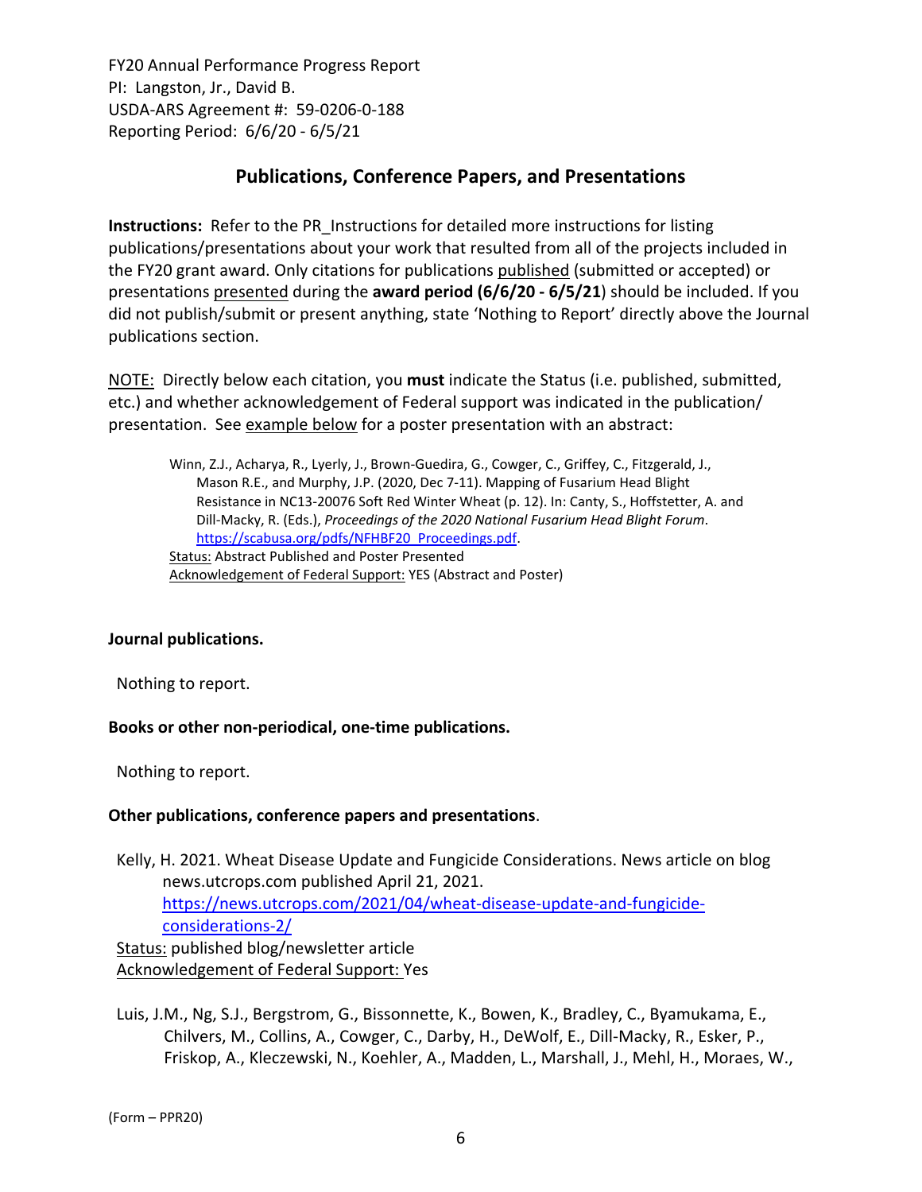FY20 Annual Performance Progress Report
PI: Langston, Jr., David B.
USDA-ARS Agreement #: 59-0206-0-188
Reporting Period: 6/6/20 - 6/5/21

## Publications, Conference Papers, and Presentations

**Instructions:** Refer to the PR_Instructions for detailed more instructions for listing publications/presentations about your work that resulted from all of the projects included in the FY20 grant award. Only citations for publications published (submitted or accepted) or presentations presented during the **award period (6/6/20 - 6/5/21)** should be included. If you did not publish/submit or present anything, state 'Nothing to Report' directly above the Journal publications section.

NOTE: Directly below each citation, you **must** indicate the Status (i.e. published, submitted, etc.) and whether acknowledgement of Federal support was indicated in the publication/ presentation. See example below for a poster presentation with an abstract:

> Winn, Z.J., Acharya, R., Lyerly, J., Brown-Guedira, G., Cowger, C., Griffey, C., Fitzgerald, J., Mason R.E., and Murphy, J.P. (2020, Dec 7-11). Mapping of Fusarium Head Blight Resistance in NC13-20076 Soft Red Winter Wheat (p. 12). In: Canty, S., Hoffstetter, A. and Dill-Macky, R. (Eds.), *Proceedings of the 2020 National Fusarium Head Blight Forum*. https://scabusa.org/pdfs/NFHBF20_Proceedings.pdf.
> Status: Abstract Published and Poster Presented
> Acknowledgement of Federal Support: YES (Abstract and Poster)

**Journal publications.**

Nothing to report.

**Books or other non-periodical, one-time publications.**

Nothing to report.

**Other publications, conference papers and presentations**.

Kelly, H. 2021. Wheat Disease Update and Fungicide Considerations. News article on blog news.utcrops.com published April 21, 2021. https://news.utcrops.com/2021/04/wheat-disease-update-and-fungicide-considerations-2/
Status: published blog/newsletter article
Acknowledgement of Federal Support: Yes

Luis, J.M., Ng, S.J., Bergstrom, G., Bissonnette, K., Bowen, K., Bradley, C., Byamukama, E., Chilvers, M., Collins, A., Cowger, C., Darby, H., DeWolf, E., Dill-Macky, R., Esker, P., Friskop, A., Kleczewski, N., Koehler, A., Madden, L., Marshall, J., Mehl, H., Moraes, W.,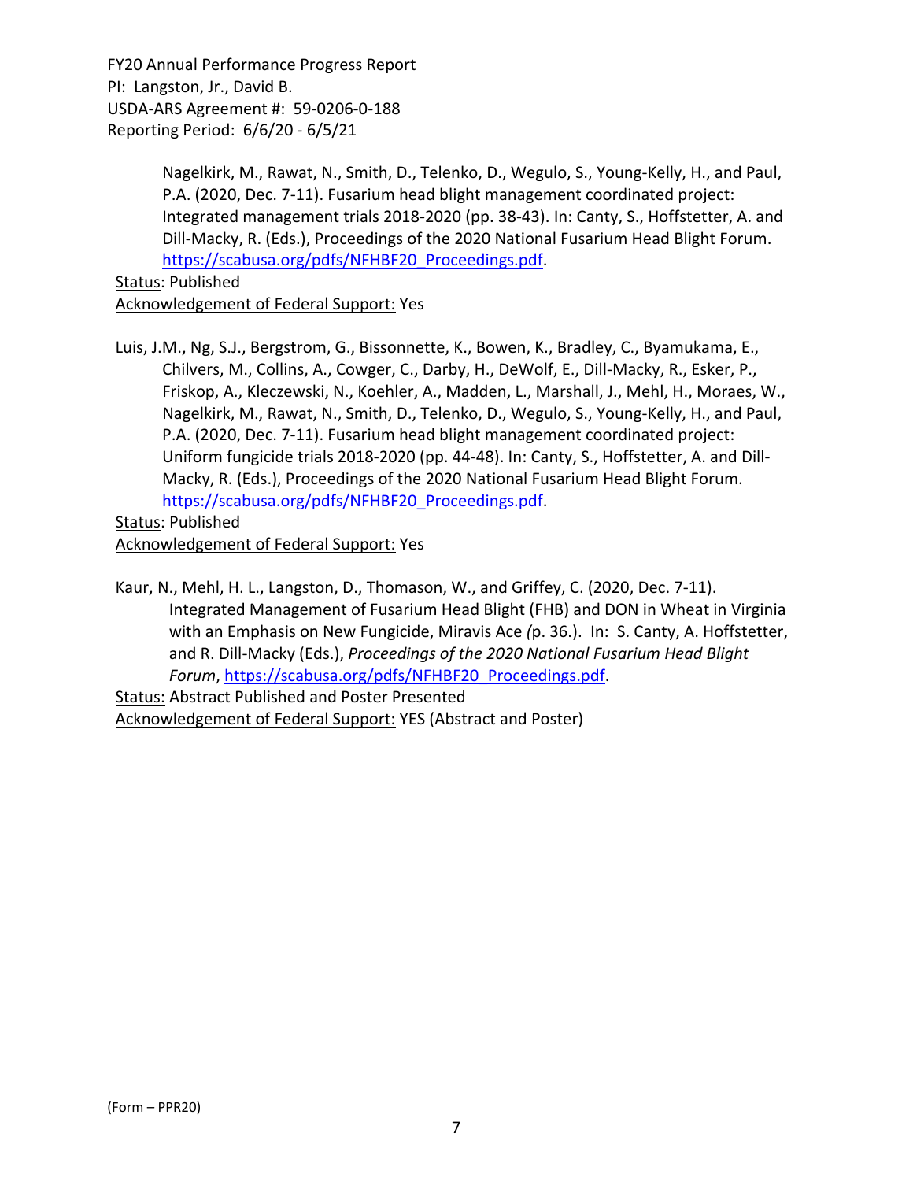Nagelkirk, M., Rawat, N., Smith, D., Telenko, D., Wegulo, S., Young-Kelly, H., and Paul, P.A. (2020, Dec. 7-11). Fusarium head blight management coordinated project: Integrated management trials 2018-2020 (pp. 38-43). In: Canty, S., Hoffstetter, A. and Dill-Macky, R. (Eds.), Proceedings of the 2020 National Fusarium Head Blight Forum. https://scabusa.org/pdfs/NFHBF20_Proceedings.pdf.

Status: Published
Acknowledgement of Federal Support: Yes

Luis, J.M., Ng, S.J., Bergstrom, G., Bissonnette, K., Bowen, K., Bradley, C., Byamukama, E., Chilvers, M., Collins, A., Cowger, C., Darby, H., DeWolf, E., Dill-Macky, R., Esker, P., Friskop, A., Kleczewski, N., Koehler, A., Madden, L., Marshall, J., Mehl, H., Moraes, W., Nagelkirk, M., Rawat, N., Smith, D., Telenko, D., Wegulo, S., Young-Kelly, H., and Paul, P.A. (2020, Dec. 7-11). Fusarium head blight management coordinated project: Uniform fungicide trials 2018-2020 (pp. 44-48). In: Canty, S., Hoffstetter, A. and Dill-Macky, R. (Eds.), Proceedings of the 2020 National Fusarium Head Blight Forum. https://scabusa.org/pdfs/NFHBF20_Proceedings.pdf.

Status: Published
Acknowledgement of Federal Support: Yes

Kaur, N., Mehl, H. L., Langston, D., Thomason, W., and Griffey, C. (2020, Dec. 7-11). Integrated Management of Fusarium Head Blight (FHB) and DON in Wheat in Virginia with an Emphasis on New Fungicide, Miravis Ace (p. 36.). In: S. Canty, A. Hoffstetter, and R. Dill-Macky (Eds.), *Proceedings of the 2020 National Fusarium Head Blight Forum*, https://scabusa.org/pdfs/NFHBF20_Proceedings.pdf.

Status: Abstract Published and Poster Presented
Acknowledgement of Federal Support: YES (Abstract and Poster)